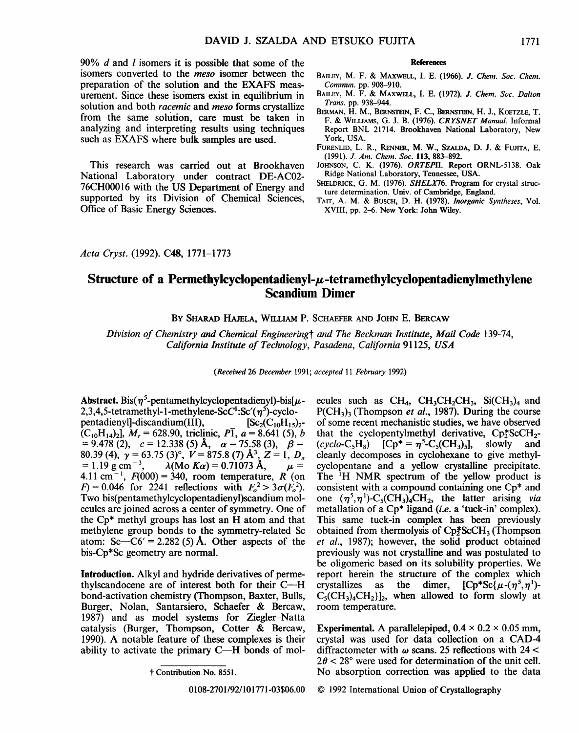90% *d* and *l* isomers it is possible that some of the isomers converted to the *meso* isomer between the preparation of the solution and the EXAFS measurement. Since these isomers exist in equilibrium in solution and both *racemic* and *meso* forms crystallize from the same solution, care must be taken in analyzing and interpreting results using techniques such as EXAFS where bulk samples are used.

This research was carried out at Brookhaven National Laboratory under contract DE-AC02-76CH00016 with the US Department of Energy and supported by its Division of Chemical Sciences, Office of Basic Energy Sciences.

### References

Bailey, M. F. & Maxwell, I. E. (1966). *J. Chem. Soc. Chem. Commun.* pp. 908–910.

Bailey, M. F. & Maxwell, I. E. (1972). *J. Chem. Soc. Dalton Trans.* pp. 938–944.

Berman, H. M., Bernstein, F. C., Bernstein, H. J., Koetzle, T. F. & Williams, G. J. B. (1976). *CRYSNET Manual.* Informal Report BNL 21714. Brookhaven National Laboratory, New York, USA.

Furenlid, L. R., Renner, M. W., Szalda, D. J. & Fujita, E. (1991). *J. Am. Chem. Soc.* **113**, 883–892.

Johnson, C. K. (1976). *ORTEPII.* Report ORNL-5138. Oak Ridge National Laboratory, Tennessee, USA.

Sheldrick, G. M. (1976). *SHELX76.* Program for crystal structure determination. Univ. of Cambridge, England.

Tait, A. M. & Busch, D. H. (1978). *Inorganic Syntheses*, Vol. XVIII, pp. 2–6. New York: John Wiley.

---

*Acta Cryst.* (1992). C**48**, 1771–1773

# Structure of a Permethylcyclopentadienyl-$\mu$-tetramethylcyclopentadienylmethylene Scandium Dimer

By Sharad Hajela, William P. Schaefer and John E. Bercaw

*Division of Chemistry and Chemical Engineering† and The Beckman Institute, Mail Code 139-74, California Institute of Technology, Pasadena, California 91125, USA*

*(Received 26 December 1991; accepted 11 February 1992)*

**Abstract.** Bis($\eta^5$-pentamethylcyclopentadienyl)-bis[$\mu$-2,3,4,5-tetramethyl-1-methylene-Sc$C^1$:Sc'($\eta^5$)-cyclopentadienyl]-discandium(III), $[Sc_2(C_{10}H_{15})_2(C_{10}H_{14})_2]$, $M_r = 628.90$, triclinic, $P\bar{1}$, $a = 8.641$ (5), $b = 9.478$ (2), $c = 12.338$ (5) Å, $\alpha = 75.58$ (3), $\beta = 80.39$ (4), $\gamma = 63.75$ (3)°, $V = 875.8$ (7) Å$^3$, $Z = 1$, $D_x = 1.19$ g cm$^{-3}$, $\lambda$(Mo $K\alpha$) = 0.71073 Å, $\mu = 4.11$ cm$^{-1}$, $F(000) = 340$, room temperature, $R$ (on $F$) = 0.046 for 2241 reflections with $F_o^2 > 3\sigma(F_o^2)$. Two bis(pentamethylcyclopentadienyl)scandium molecules are joined across a center of symmetry. One of the Cp* methyl groups has lost an H atom and that methylene group bonds to the symmetry-related Sc atom: Sc—C6' = 2.282 (5) Å. Other aspects of the bis-Cp*Sc geometry are normal.

**Introduction.** Alkyl and hydride derivatives of permethylscandocene are of interest both for their C—H bond-activation chemistry (Thompson, Baxter, Bulls, Burger, Nolan, Santarsiero, Schaefer & Bercaw, 1987) and as model systems for Ziegler–Natta catalysis (Burger, Thompson, Cotter & Bercaw, 1990). A notable feature of these complexes is their ability to activate the primary C—H bonds of molecules such as $CH_4$, $CH_3CH_2CH_3$, $Si(CH_3)_4$ and $P(CH_3)_3$ (Thompson *et al.*, 1987). During the course of some recent mechanistic studies, we have observed that the cyclopentylmethyl derivative, $Cp^*_2ScCH_2$-(*cyclo*-$C_5H_8$) [$Cp^* = \eta^5$-$C_5(CH_3)_5$], slowly and cleanly decomposes in cyclohexane to give methylcyclopentane and a yellow crystalline precipitate. The $^1$H NMR spectrum of the yellow product is consistent with a compound containing one Cp* and one ($\eta^5,\eta^1$)-$C_5(CH_3)_4CH_2$, the latter arising *via* metallation of a Cp* ligand (*i.e.* a 'tuck-in' complex). This same tuck-in complex has been previously obtained from thermolysis of $Cp^*_2ScCH_3$ (Thompson *et al.*, 1987); however, the solid product obtained previously was not crystalline and was postulated to be oligomeric based on its solubility properties. We report herein the structure of the complex which crystallizes as the dimer, $[Cp^*Sc\{\mu$-($\eta^5,\eta^1$)-$C_5(CH_3)_4CH_2\}]_2$, when allowed to form slowly at room temperature.

**Experimental.** A parallelepiped, 0.4 × 0.2 × 0.05 mm, crystal was used for data collection on a CAD-4 diffractometer with $\omega$ scans. 25 reflections with $24 < 2\theta < 28$° were used for determination of the unit cell. No absorption correction was applied to the data

† Contribution No. 8551.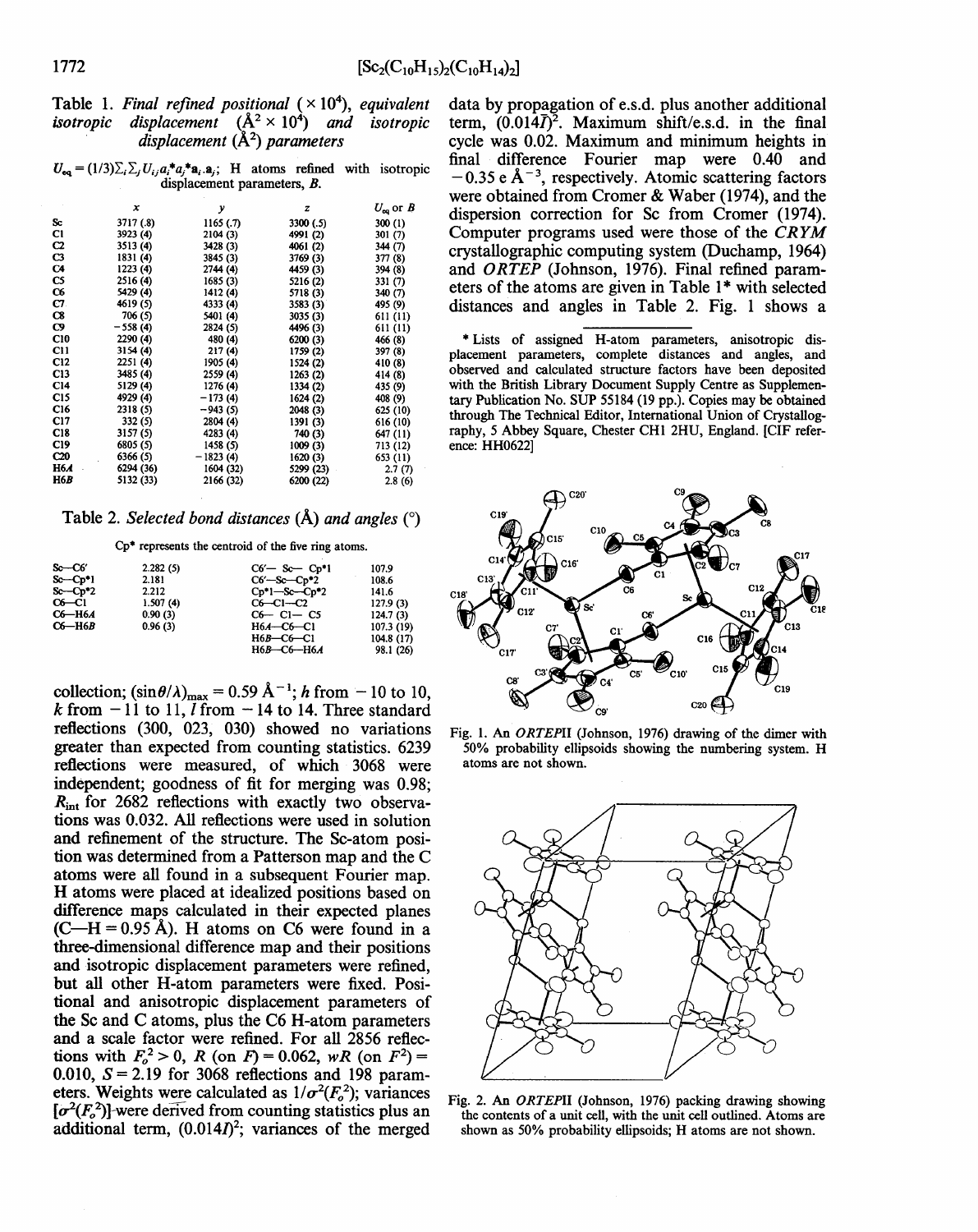Table 1. *Final refined positional* ($\times 10^4$), *equivalent isotropic displacement* ($Å^2 \times 10^4$) *and isotropic displacement* ($Å^2$) *parameters*

$U_{eq} = (1/3)\sum_i\sum_j U_{ij}a_i^*a_j^*\mathbf{a}_i.\mathbf{a}_j$; H atoms refined with isotropic displacement parameters, $B$.

| | $x$ | $y$ | $z$ | $U_{eq}$ or $B$ |
|---|---|---|---|---|
| Sc | 3717 (.8) | 1165 (.7) | 3300 (.5) | 300 (1) |
| C1 | 3923 (4) | 2104 (3) | 4991 (2) | 301 (7) |
| C2 | 3513 (4) | 3428 (3) | 4061 (2) | 344 (7) |
| C3 | 1831 (4) | 3845 (3) | 3769 (3) | 377 (8) |
| C4 | 1223 (4) | 2744 (4) | 4459 (3) | 394 (8) |
| C5 | 2516 (4) | 1685 (3) | 5216 (2) | 331 (7) |
| C6 | 5429 (4) | 1412 (4) | 5718 (3) | 340 (7) |
| C7 | 4619 (5) | 4333 (4) | 3583 (3) | 495 (9) |
| C8 | 706 (5) | 5401 (4) | 3035 (3) | 611 (11) |
| C9 | −558 (4) | 2824 (5) | 4496 (3) | 611 (11) |
| C10 | 2290 (4) | 480 (4) | 6200 (3) | 466 (8) |
| C11 | 3154 (4) | 217 (4) | 1759 (2) | 397 (8) |
| C12 | 2251 (4) | 1905 (4) | 1524 (2) | 410 (8) |
| C13 | 3485 (4) | 2559 (4) | 1263 (2) | 414 (8) |
| C14 | 5129 (4) | 1276 (4) | 1334 (2) | 435 (9) |
| C15 | 4929 (4) | −173 (4) | 1624 (2) | 408 (9) |
| C16 | 2318 (5) | −943 (5) | 2048 (3) | 625 (10) |
| C17 | 332 (5) | 2804 (4) | 1391 (3) | 616 (10) |
| C18 | 3157 (5) | 4283 (4) | 740 (3) | 647 (11) |
| C19 | 6805 (5) | 1458 (5) | 1009 (3) | 713 (12) |
| C20 | 6366 (5) | −1823 (4) | 1620 (3) | 653 (11) |
| H6A | 6294 (36) | 1604 (32) | 5299 (23) | 2.7 (7) |
| H6B | 5132 (33) | 2166 (32) | 6200 (22) | 2.8 (6) |

Table 2. *Selected bond distances* (Å) *and angles* (°)

Cp* represents the centroid of the five ring atoms.

| | | | |
|---|---|---|---|
| Sc—C6′ | 2.282 (5) | C6′— Sc— Cp*1 | 107.9 |
| Sc—Cp*1 | 2.181 | C6′—Sc—Cp*2 | 108.6 |
| Sc—Cp*2 | 2.212 | Cp*1—Sc—Cp*2 | 141.6 |
| C6—C1 | 1.507 (4) | C6—C1—C2 | 127.9 (3) |
| C6—H6A | 0.90 (3) | C6— C1— C5 | 124.7 (3) |
| C6—H6B | 0.96 (3) | H6A—C6—C1 | 107.3 (19) |
| | | H6B—C6—C1 | 104.8 (17) |
| | | H6B—C6—H6A | 98.1 (26) |

collection; $(\sin\theta/\lambda)_{max} = 0.59$ Å$^{-1}$; $h$ from −10 to 10, $k$ from −11 to 11, $l$ from −14 to 14. Three standard reflections (300, 023, 030) showed no variations greater than expected from counting statistics. 6239 reflections were measured, of which 3068 were independent; goodness of fit for merging was 0.98; $R_{int}$ for 2682 reflections with exactly two observations was 0.032. All reflections were used in solution and refinement of the structure. The Sc-atom position was determined from a Patterson map and the C atoms were all found in a subsequent Fourier map. H atoms were placed at idealized positions based on difference maps calculated in their expected planes (C—H = 0.95 Å). H atoms on C6 were found in a three-dimensional difference map and their positions and isotropic displacement parameters were refined, but all other H-atom parameters were fixed. Positional and anisotropic displacement parameters of the Sc and C atoms, plus the C6 H-atom parameters and a scale factor were refined. For all 2856 reflections with $F_o^2 > 0$, $R$ (on $F$) = 0.062, $wR$ (on $F^2$) = 0.010, $S = 2.19$ for 3068 reflections and 198 parameters. Weights were calculated as $1/\sigma^2(F_o^2)$; variances $[\sigma^2(F_o^2)]$ were derived from counting statistics plus an additional term, $(0.014I)^2$; variances of the merged data by propagation of e.s.d. plus another additional term, $(0.014\bar{I})^2$. Maximum shift/e.s.d. in the final cycle was 0.02. Maximum and minimum heights in final difference Fourier map were 0.40 and −0.35 e Å$^{-3}$, respectively. Atomic scattering factors were obtained from Cromer & Waber (1974), and the dispersion correction for Sc from Cromer (1974). Computer programs used were those of the *CRYM* crystallographic computing system (Duchamp, 1964) and *ORTEP* (Johnson, 1976). Final refined parameters of the atoms are given in Table 1* with selected distances and angles in Table 2. Fig. 1 shows a

\* Lists of assigned H-atom parameters, anisotropic displacement parameters, complete distances and angles, and observed and calculated structure factors have been deposited with the British Library Document Supply Centre as Supplementary Publication No. SUP 55184 (19 pp.). Copies may be obtained through The Technical Editor, International Union of Crystallography, 5 Abbey Square, Chester CH1 2HU, England. [CIF reference: HH0622]

Fig. 1. An *ORTEP*II (Johnson, 1976) drawing of the dimer with 50% probability ellipsoids showing the numbering system. H atoms are not shown.

Fig. 2. An *ORTEP*II (Johnson, 1976) packing drawing showing the contents of a unit cell, with the unit cell outlined. Atoms are shown as 50% probability ellipsoids; H atoms are not shown.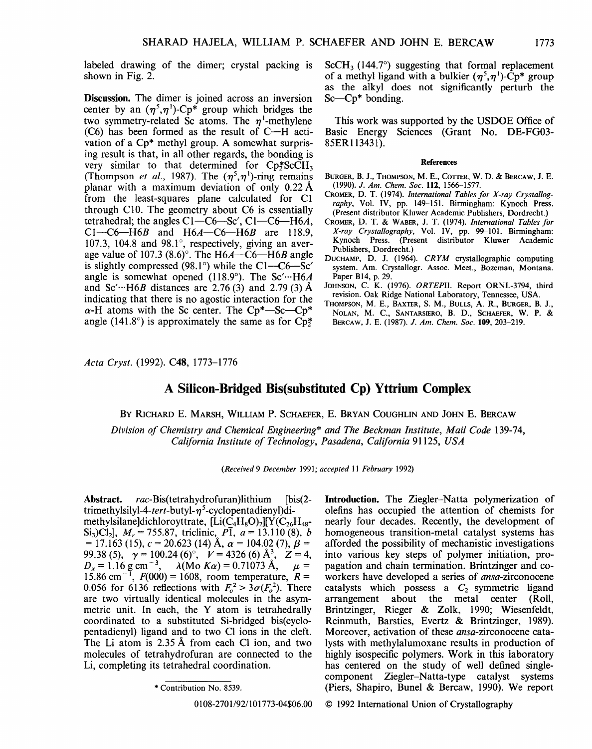labeled drawing of the dimer; crystal packing is shown in Fig. 2.

**Discussion.** The dimer is joined across an inversion center by an $(\eta^5,\eta^1)$-Cp* group which bridges the two symmetry-related Sc atoms. The $\eta^1$-methylene (C6) has been formed as the result of C—H activation of a Cp* methyl group. A somewhat surprising result is that, in all other regards, the bonding is very similar to that determined for $Cp_2^*ScCH_3$ (Thompson *et al.*, 1987). The $(\eta^5,\eta^1)$-ring remains planar with a maximum deviation of only 0.22 Å from the least-squares plane calculated for C1 through C10. The geometry about C6 is essentially tetrahedral; the angles C1—C6—Sc′, C1—C6—H6*A*, C1—C6—H6*B* and H6*A*—C6—H6*B* are 118.9, 107.3, 104.8 and 98.1°, respectively, giving an average value of 107.3 (8.6)°. The H6*A*—C6—H6*B* angle is slightly compressed (98.1°) while the C1—C6—Sc′ angle is somewhat opened (118.9°). The Sc′···H6*A* and Sc′···H6*B* distances are 2.76 (3) and 2.79 (3) Å indicating that there is no agostic interaction for the α-H atoms with the Sc center. The Cp*—Sc—Cp* angle (141.8°) is approximately the same as for $Cp_2^*ScCH_3$ (144.7°) suggesting that formal replacement of a methyl ligand with a bulkier $(\eta^5,\eta^1)$-Cp* group as the alkyl does not significantly perturb the Sc—Cp* bonding.

This work was supported by the USDOE Office of Basic Energy Sciences (Grant No. DE-FG03-85ER113431).

### References

BURGER, B. J., THOMPSON, M. E., COTTER, W. D. & BERCAW, J. E. (1990). *J. Am. Chem. Soc.* **112**, 1566–1577.

CROMER, D. T. (1974). *International Tables for X-ray Crystallography*, Vol. IV, pp. 149–151. Birmingham: Kynoch Press. (Present distributor Kluwer Academic Publishers, Dordrecht.)

CROMER, D. T. & WABER, J. T. (1974). *International Tables for X-ray Crystallography*, Vol. IV, pp. 99–101. Birmingham: Kynoch Press. (Present distributor Kluwer Academic Publishers, Dordrecht.)

DUCHAMP, D. J. (1964). *CRYM* crystallographic computing system. Am. Crystallogr. Assoc. Meet., Bozeman, Montana. Paper B14, p. 29.

JOHNSON, C. K. (1976). *ORTEPII*. Report ORNL-3794, third revision. Oak Ridge National Laboratory, Tennessee, USA.

THOMPSON, M. E., BAXTER, S. M., BULLS, A. R., BURGER, B. J., NOLAN, M. C., SANTARSIERO, B. D., SCHAEFER, W. P. & BERCAW, J. E. (1987). *J. Am. Chem. Soc.* **109**, 203–219.

*Acta Cryst.* (1992). C**48**, 1773–1776

# A Silicon-Bridged Bis(substituted Cp) Yttrium Complex

BY RICHARD E. MARSH, WILLIAM P. SCHAEFER, E. BRYAN COUGHLIN AND JOHN E. BERCAW

*Division of Chemistry and Chemical Engineering\* and The Beckman Institute, Mail Code 139-74, California Institute of Technology, Pasadena, California 91125, USA*

*(Received 9 December 1991; accepted 11 February 1992)*

**Abstract.** *rac*-Bis(tetrahydrofuran)lithium [bis(2-trimethylsilyl-4-*tert*-butyl-$\eta^5$-cyclopentadienyl)dimethylsilane]dichloroyttrate, $[Li(C_4H_8O)_2][Y(C_{26}H_{48}Si_3)Cl_2]$, $M_r = 755.87$, triclinic, $P\bar{1}$, $a = 13.110$ (8), $b = 17.163$ (15), $c = 20.623$ (14) Å, $\alpha = 104.02$ (7), $\beta = 99.38$ (5), $\gamma = 100.24$ (6)°, $V = 4326$ (6) Å$^3$, $Z = 4$, $D_x = 1.16$ g cm$^{-3}$, $\lambda$(Mo $K\alpha$) = 0.71073 Å, $\mu = 15.86$ cm$^{-1}$, $F(000) = 1608$, room temperature, $R = 0.056$ for 6136 reflections with $F_o^2 > 3\sigma(F_o^2)$. There are two virtually identical molecules in the asymmetric unit. In each, the Y atom is tetrahedrally coordinated to a substituted Si-bridged bis(cyclopentadienyl) ligand and to two Cl ions in the cleft. The Li atom is 2.35 Å from each Cl ion, and two molecules of tetrahydrofuran are connected to the Li, completing its tetrahedral coordination.

\* Contribution No. 8539.

0108-2701/92/101773-04$06.00 © 1992 International Union of Crystallography

**Introduction.** The Ziegler–Natta polymerization of olefins has occupied the attention of chemists for nearly four decades. Recently, the development of homogeneous transition-metal catalyst systems has afforded the possibility of mechanistic investigations into various key steps of polymer initiation, propagation and chain termination. Brintzinger and coworkers have developed a series of *ansa*-zirconocene catalysts which possess a $C_2$ symmetric ligand arrangement about the metal center (Roll, Brintzinger, Rieger & Zolk, 1990; Wiesenfeldt, Reinmuth, Barsties, Evertz & Brintzinger, 1989). Moreover, activation of these *ansa*-zirconocene catalysts with methylalumoxane results in production of highly isospecific polymers. Work in this laboratory has centered on the study of well defined single-component Ziegler–Natta-type catalyst systems (Piers, Shapiro, Bunel & Bercaw, 1990). We report